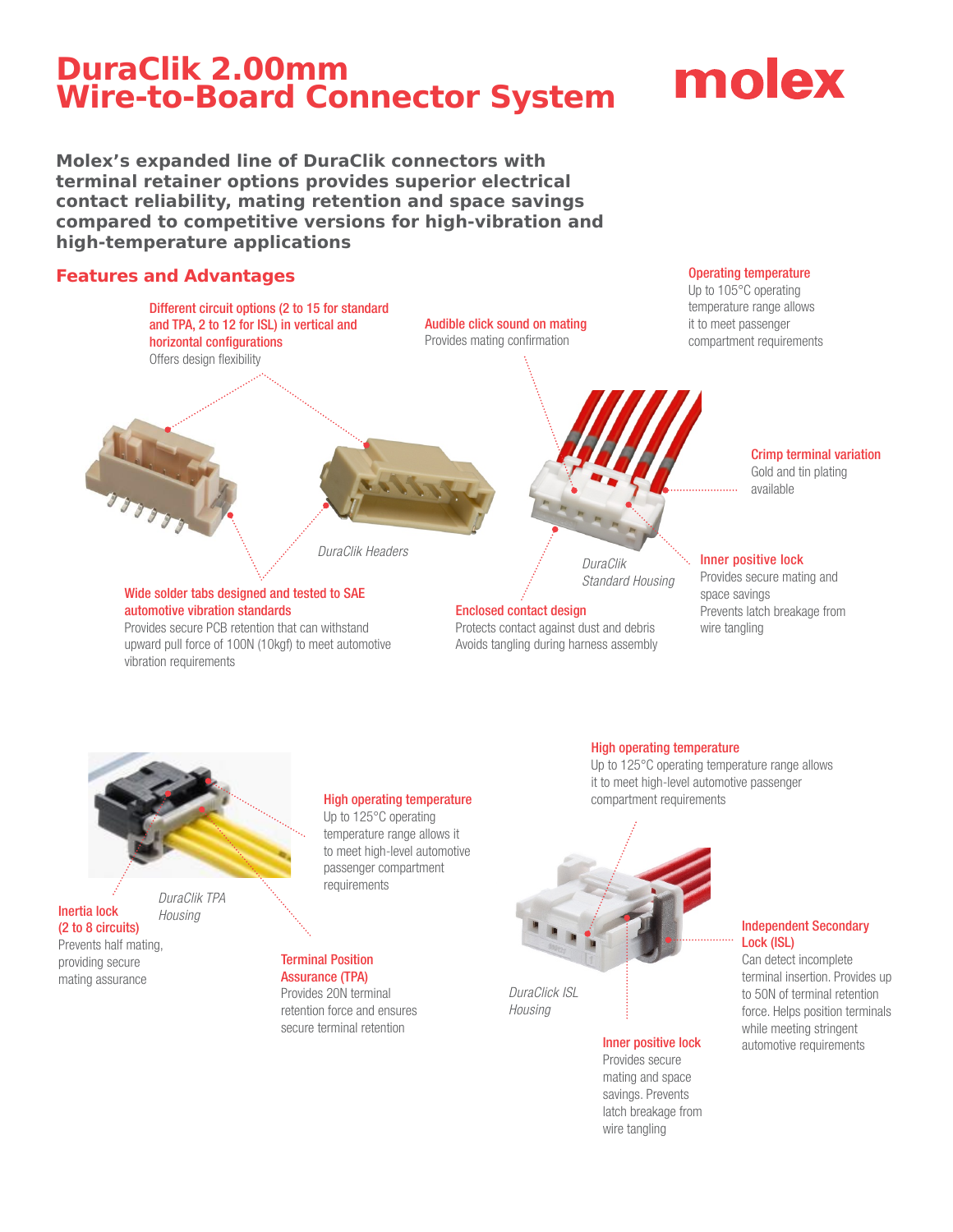# DuraClik 2.00mm Wire-to-Board Connector System

molex

**Molex's expanded line of DuraClik connectors with terminal retainer options provides superior electrical contact reliability, mating retention and space savings compared to competitive versions for high-vibration and high-temperature applications**

## Features and Advantages

**Different circuit options (2 to 15 for standard and TPA, 2 to 12 for ISL) in vertical and horizontal configurations**
Offers design flexibility

**Audible click sound on mating**
Provides mating confirmation

**Operating temperature**
Up to 105°C operating temperature range allows it to meet passenger compartment requirements

**Crimp terminal variation**
Gold and tin plating available

*DuraClik Headers*

*DuraClik Standard Housing*

**Inner positive lock**
Provides secure mating and space savings
Prevents latch breakage from wire tangling

**Wide solder tabs designed and tested to SAE automotive vibration standards**
Provides secure PCB retention that can withstand upward pull force of 100N (10kgf) to meet automotive vibration requirements

**Enclosed contact design**
Protects contact against dust and debris
Avoids tangling during harness assembly

**High operating temperature**
Up to 125°C operating temperature range allows it to meet high-level automotive passenger compartment requirements

*DuraClik TPA Housing*

**Inertia lock (2 to 8 circuits)**
Prevents half mating, providing secure mating assurance

**High operating temperature**
Up to 125°C operating temperature range allows it to meet high-level automotive passenger compartment requirements

**Terminal Position Assurance (TPA)**
Provides 20N terminal retention force and ensures secure terminal retention

*DuraClick ISL Housing*

**Independent Secondary Lock (ISL)**
Can detect incomplete terminal insertion. Provides up to 50N of terminal retention force. Helps position terminals while meeting stringent automotive requirements

**Inner positive lock**
Provides secure mating and space savings. Prevents latch breakage from wire tangling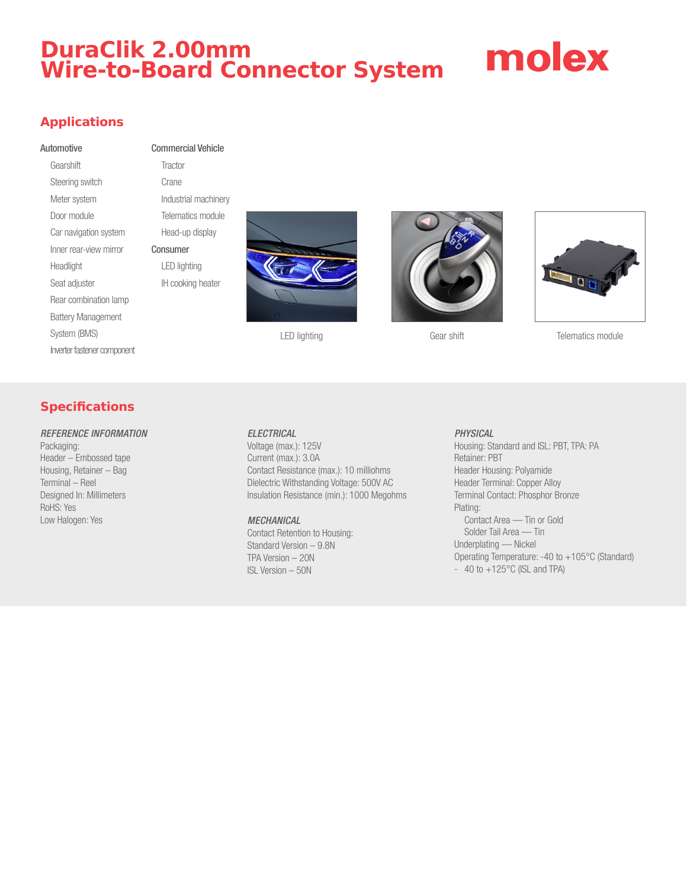# DuraClik 2.00mm Wire-to-Board Connector System

molex

## Applications

**Automotive**

- Gearshift
- Steering switch
- Meter system
- Door module
- Car navigation system
- Inner rear-view mirror
- Headlight
- Seat adjuster
- Rear combination lamp
- Battery Management System (BMS)
- Inverter fastener component

**Commercial Vehicle**

- Tractor
- Crane
- Industrial machinery
- Telematics module
- Head-up display

**Consumer**

- LED lighting
- IH cooking heater

LED lighting

Gear shift

Telematics module

## Specifications

*REFERENCE INFORMATION*
Packaging:
Header – Embossed tape
Housing, Retainer – Bag
Terminal – Reel
Designed In: Millimeters
RoHS: Yes
Low Halogen: Yes

*ELECTRICAL*
Voltage (max.): 125V
Current (max.): 3.0A
Contact Resistance (max.): 10 milliohms
Dielectric Withstanding Voltage: 500V AC
Insulation Resistance (min.): 1000 Megohms

*MECHANICAL*
Contact Retention to Housing:
Standard Version – 9.8N
TPA Version – 20N
ISL Version – 50N

*PHYSICAL*
Housing: Standard and ISL: PBT, TPA: PA
Retainer: PBT
Header Housing: Polyamide
Header Terminal: Copper Alloy
Terminal Contact: Phosphor Bronze
Plating:
Contact Area — Tin or Gold
Solder Tail Area — Tin
Underplating — Nickel
Operating Temperature: -40 to +105°C (Standard)
- 40 to +125°C (ISL and TPA)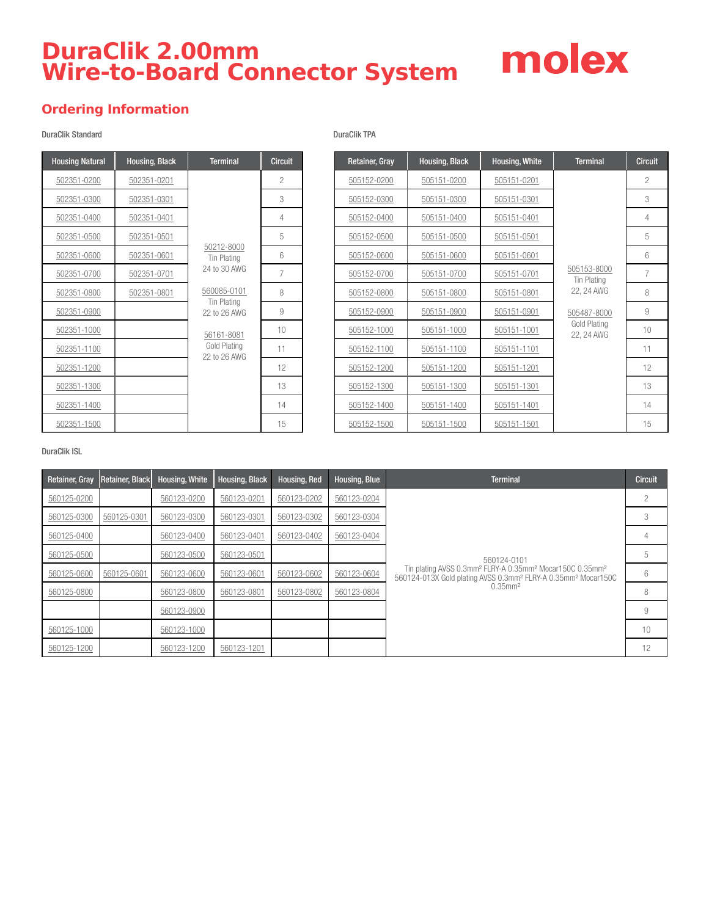# DuraClik 2.00mm Wire-to-Board Connector System

molex

## Ordering Information

DuraClik Standard

| Housing Natural | Housing, Black | Terminal | Circuit |
|---|---|---|---|
| 502351-0200 | 502351-0201 | 50212-8000 Tin Plating 24 to 30 AWG<br><br>560085-0101 Tin Plating 22 to 26 AWG<br><br>56161-8081 Gold Plating 22 to 26 AWG | 2 |
| 502351-0300 | 502351-0301 | | 3 |
| 502351-0400 | 502351-0401 | | 4 |
| 502351-0500 | 502351-0501 | | 5 |
| 502351-0600 | 502351-0601 | | 6 |
| 502351-0700 | 502351-0701 | | 7 |
| 502351-0800 | 502351-0801 | | 8 |
| 502351-0900 | | | 9 |
| 502351-1000 | | | 10 |
| 502351-1100 | | | 11 |
| 502351-1200 | | | 12 |
| 502351-1300 | | | 13 |
| 502351-1400 | | | 14 |
| 502351-1500 | | | 15 |

DuraClik TPA

| Retainer, Gray | Housing, Black | Housing, White | Terminal | Circuit |
|---|---|---|---|---|
| 505152-0200 | 505151-0200 | 505151-0201 | 505153-8000 Tin Plating 22, 24 AWG<br><br>505487-8000 Gold Plating 22, 24 AWG | 2 |
| 505152-0300 | 505151-0300 | 505151-0301 | | 3 |
| 505152-0400 | 505151-0400 | 505151-0401 | | 4 |
| 505152-0500 | 505151-0500 | 505151-0501 | | 5 |
| 505152-0600 | 505151-0600 | 505151-0601 | | 6 |
| 505152-0700 | 505151-0700 | 505151-0701 | | 7 |
| 505152-0800 | 505151-0800 | 505151-0801 | | 8 |
| 505152-0900 | 505151-0900 | 505151-0901 | | 9 |
| 505152-1000 | 505151-1000 | 505151-1001 | | 10 |
| 505152-1100 | 505151-1100 | 505151-1101 | | 11 |
| 505152-1200 | 505151-1200 | 505151-1201 | | 12 |
| 505152-1300 | 505151-1300 | 505151-1301 | | 13 |
| 505152-1400 | 505151-1400 | 505151-1401 | | 14 |
| 505152-1500 | 505151-1500 | 505151-1501 | | 15 |

DuraClik ISL

| Retainer, Gray | Retainer, Black | Housing, White | Housing, Black | Housing, Red | Housing, Blue | Terminal | Circuit |
|---|---|---|---|---|---|---|---|
| 560125-0200 | | 560123-0200 | 560123-0201 | 560123-0202 | 560123-0204 | 560124-0101 Tin plating AVSS 0.3mm² FLRY-A 0.35mm² Mocar150C 0.35mm² 560124-013X Gold plating AVSS 0.3mm² FLRY-A 0.35mm² Mocar150C 0.35mm² | 2 |
| 560125-0300 | 560125-0301 | 560123-0300 | 560123-0301 | 560123-0302 | 560123-0304 | | 3 |
| 560125-0400 | | 560123-0400 | 560123-0401 | 560123-0402 | 560123-0404 | | 4 |
| 560125-0500 | | 560123-0500 | 560123-0501 | | | | 5 |
| 560125-0600 | 560125-0601 | 560123-0600 | 560123-0601 | 560123-0602 | 560123-0604 | | 6 |
| 560125-0800 | | 560123-0800 | 560123-0801 | 560123-0802 | 560123-0804 | | 8 |
| | | 560123-0900 | | | | | 9 |
| 560125-1000 | | 560123-1000 | | | | | 10 |
| 560125-1200 | | 560123-1200 | 560123-1201 | | | | 12 |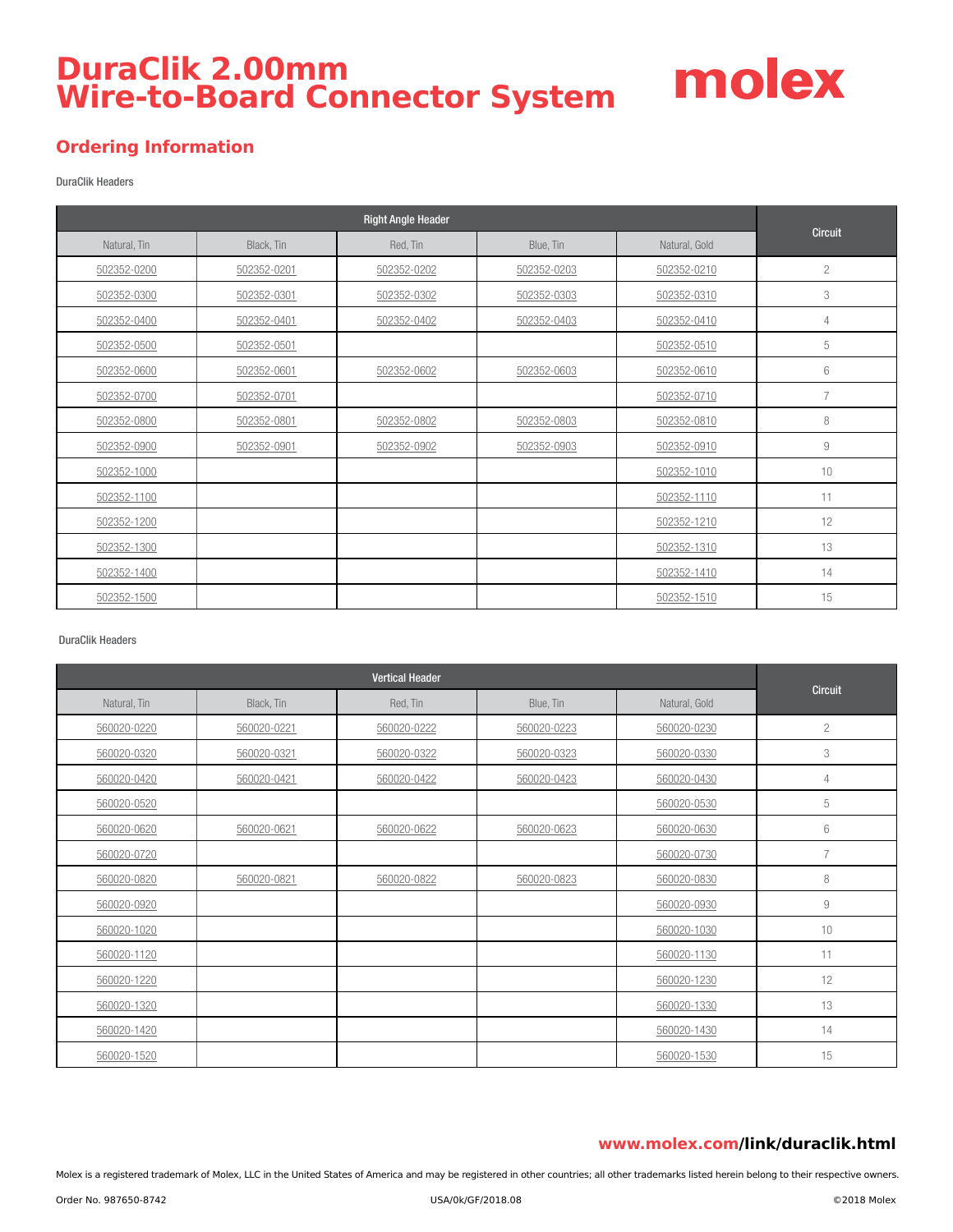# DuraClik 2.00mm Wire-to-Board Connector System

molex

## Ordering Information

DuraClik Headers

| Right Angle Header | | | | | Circuit |
|---|---|---|---|---|---|
| Natural, Tin | Black, Tin | Red, Tin | Blue, Tin | Natural, Gold | |
| 502352-0200 | 502352-0201 | 502352-0202 | 502352-0203 | 502352-0210 | 2 |
| 502352-0300 | 502352-0301 | 502352-0302 | 502352-0303 | 502352-0310 | 3 |
| 502352-0400 | 502352-0401 | 502352-0402 | 502352-0403 | 502352-0410 | 4 |
| 502352-0500 | 502352-0501 | | | 502352-0510 | 5 |
| 502352-0600 | 502352-0601 | 502352-0602 | 502352-0603 | 502352-0610 | 6 |
| 502352-0700 | 502352-0701 | | | 502352-0710 | 7 |
| 502352-0800 | 502352-0801 | 502352-0802 | 502352-0803 | 502352-0810 | 8 |
| 502352-0900 | 502352-0901 | 502352-0902 | 502352-0903 | 502352-0910 | 9 |
| 502352-1000 | | | | 502352-1010 | 10 |
| 502352-1100 | | | | 502352-1110 | 11 |
| 502352-1200 | | | | 502352-1210 | 12 |
| 502352-1300 | | | | 502352-1310 | 13 |
| 502352-1400 | | | | 502352-1410 | 14 |
| 502352-1500 | | | | 502352-1510 | 15 |

DuraClik Headers

| Vertical Header | | | | | Circuit |
|---|---|---|---|---|---|
| Natural, Tin | Black, Tin | Red, Tin | Blue, Tin | Natural, Gold | |
| 560020-0220 | 560020-0221 | 560020-0222 | 560020-0223 | 560020-0230 | 2 |
| 560020-0320 | 560020-0321 | 560020-0322 | 560020-0323 | 560020-0330 | 3 |
| 560020-0420 | 560020-0421 | 560020-0422 | 560020-0423 | 560020-0430 | 4 |
| 560020-0520 | | | | 560020-0530 | 5 |
| 560020-0620 | 560020-0621 | 560020-0622 | 560020-0623 | 560020-0630 | 6 |
| 560020-0720 | | | | 560020-0730 | 7 |
| 560020-0820 | 560020-0821 | 560020-0822 | 560020-0823 | 560020-0830 | 8 |
| 560020-0920 | | | | 560020-0930 | 9 |
| 560020-1020 | | | | 560020-1030 | 10 |
| 560020-1120 | | | | 560020-1130 | 11 |
| 560020-1220 | | | | 560020-1230 | 12 |
| 560020-1320 | | | | 560020-1330 | 13 |
| 560020-1420 | | | | 560020-1430 | 14 |
| 560020-1520 | | | | 560020-1530 | 15 |

**www.molex.com/link/duraclik.html**

Molex is a registered trademark of Molex, LLC in the United States of America and may be registered in other countries; all other trademarks listed herein belong to their respective owners.

Order No. 987650-8742 USA/0k/GF/2018.08 ©2018 Molex